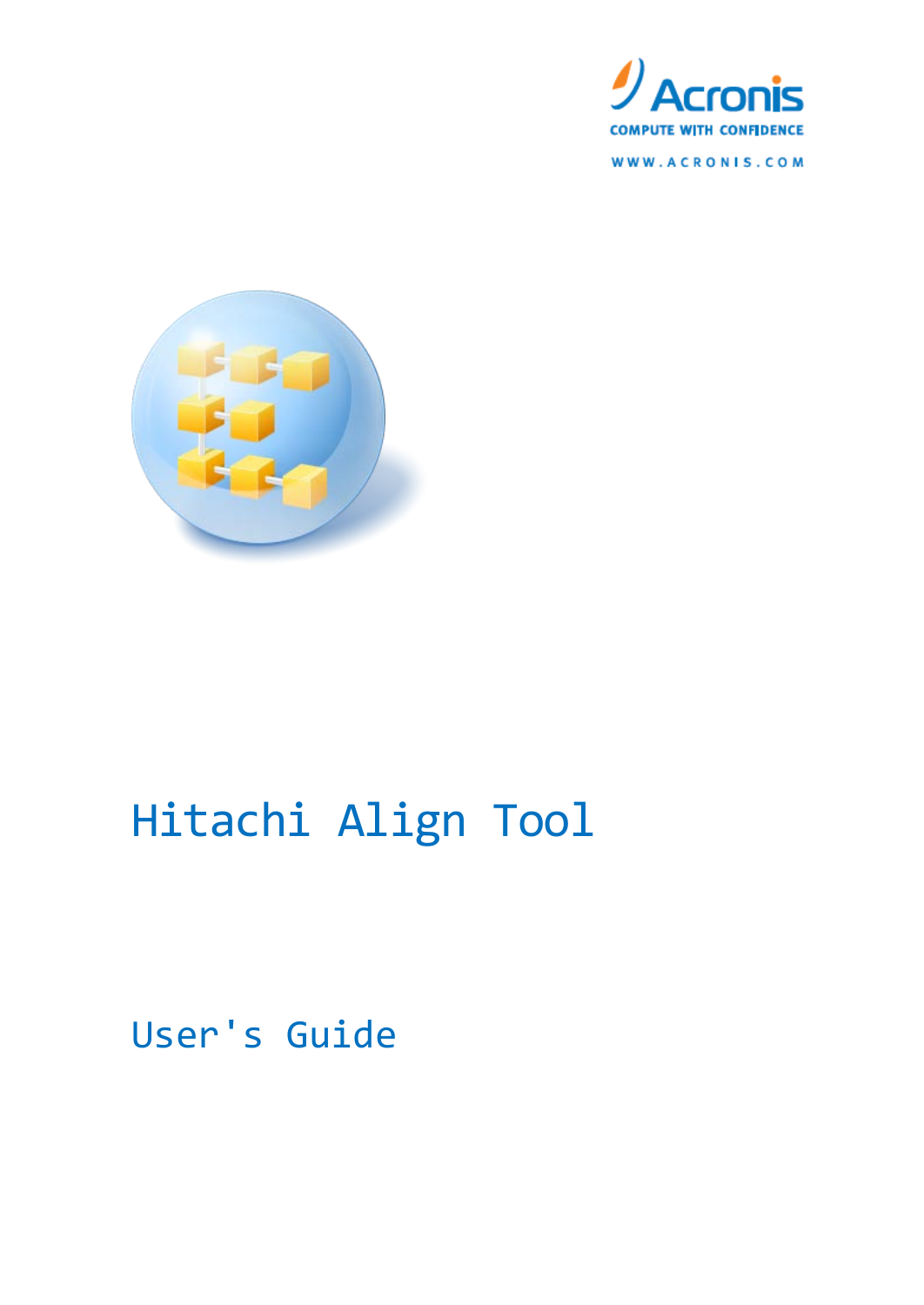Acronis

COMPUTE WITH CONFIDENCE

WWW.ACRONIS.COM

# Hitachi Align Tool

## User's Guide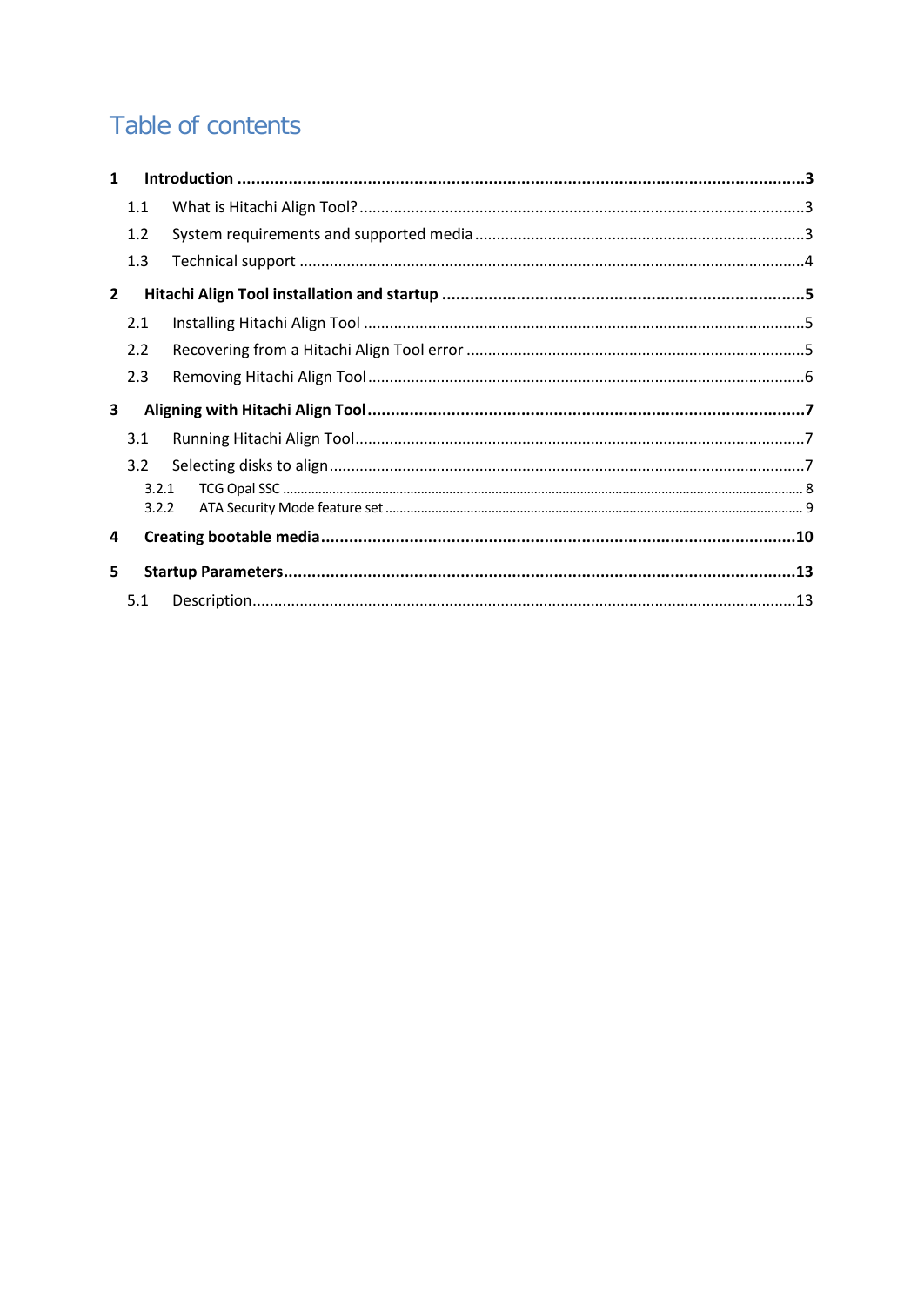# Table of contents

**1 Introduction ... 3**

- 1.1 What is Hitachi Align Tool? ... 3
- 1.2 System requirements and supported media ... 3
- 1.3 Technical support ... 4

**2 Hitachi Align Tool installation and startup ... 5**

- 2.1 Installing Hitachi Align Tool ... 5
- 2.2 Recovering from a Hitachi Align Tool error ... 5
- 2.3 Removing Hitachi Align Tool ... 6

**3 Aligning with Hitachi Align Tool ... 7**

- 3.1 Running Hitachi Align Tool ... 7
- 3.2 Selecting disks to align ... 7
  - 3.2.1 TCG Opal SSC ... 8
  - 3.2.2 ATA Security Mode feature set ... 9

**4 Creating bootable media ... 10**

**5 Startup Parameters ... 13**

- 5.1 Description ... 13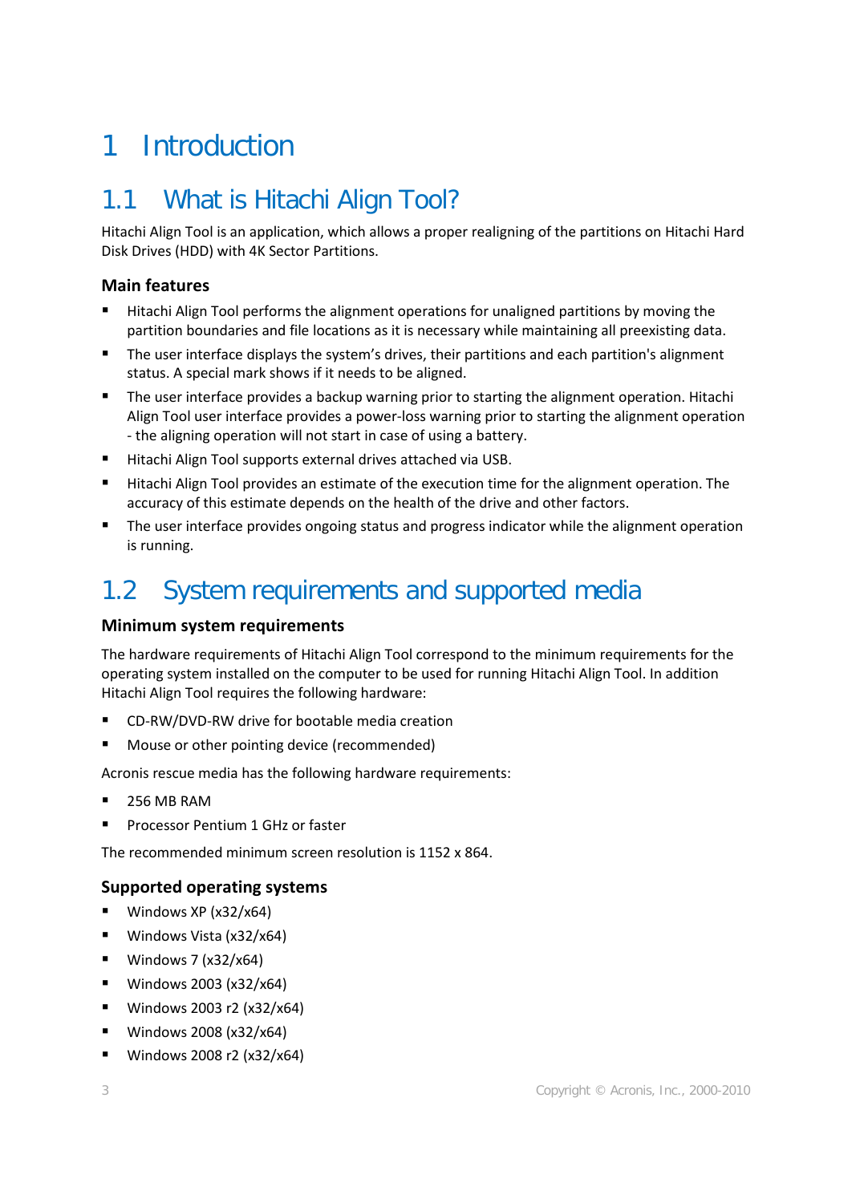# 1 Introduction

## 1.1 What is Hitachi Align Tool?

Hitachi Align Tool is an application, which allows a proper realigning of the partitions on Hitachi Hard Disk Drives (HDD) with 4K Sector Partitions.

### Main features

- Hitachi Align Tool performs the alignment operations for unaligned partitions by moving the partition boundaries and file locations as it is necessary while maintaining all preexisting data.
- The user interface displays the system's drives, their partitions and each partition's alignment status. A special mark shows if it needs to be aligned.
- The user interface provides a backup warning prior to starting the alignment operation. Hitachi Align Tool user interface provides a power-loss warning prior to starting the alignment operation - the aligning operation will not start in case of using a battery.
- Hitachi Align Tool supports external drives attached via USB.
- Hitachi Align Tool provides an estimate of the execution time for the alignment operation. The accuracy of this estimate depends on the health of the drive and other factors.
- The user interface provides ongoing status and progress indicator while the alignment operation is running.

## 1.2 System requirements and supported media

### Minimum system requirements

The hardware requirements of Hitachi Align Tool correspond to the minimum requirements for the operating system installed on the computer to be used for running Hitachi Align Tool. In addition Hitachi Align Tool requires the following hardware:

- CD-RW/DVD-RW drive for bootable media creation
- Mouse or other pointing device (recommended)

Acronis rescue media has the following hardware requirements:

- 256 MB RAM
- Processor Pentium 1 GHz or faster

The recommended minimum screen resolution is 1152 x 864.

### Supported operating systems

- Windows XP (x32/x64)
- Windows Vista (x32/x64)
- Windows 7 (x32/x64)
- Windows 2003 (x32/x64)
- Windows 2003 r2 (x32/x64)
- Windows 2008 (x32/x64)
- Windows 2008 r2 (x32/x64)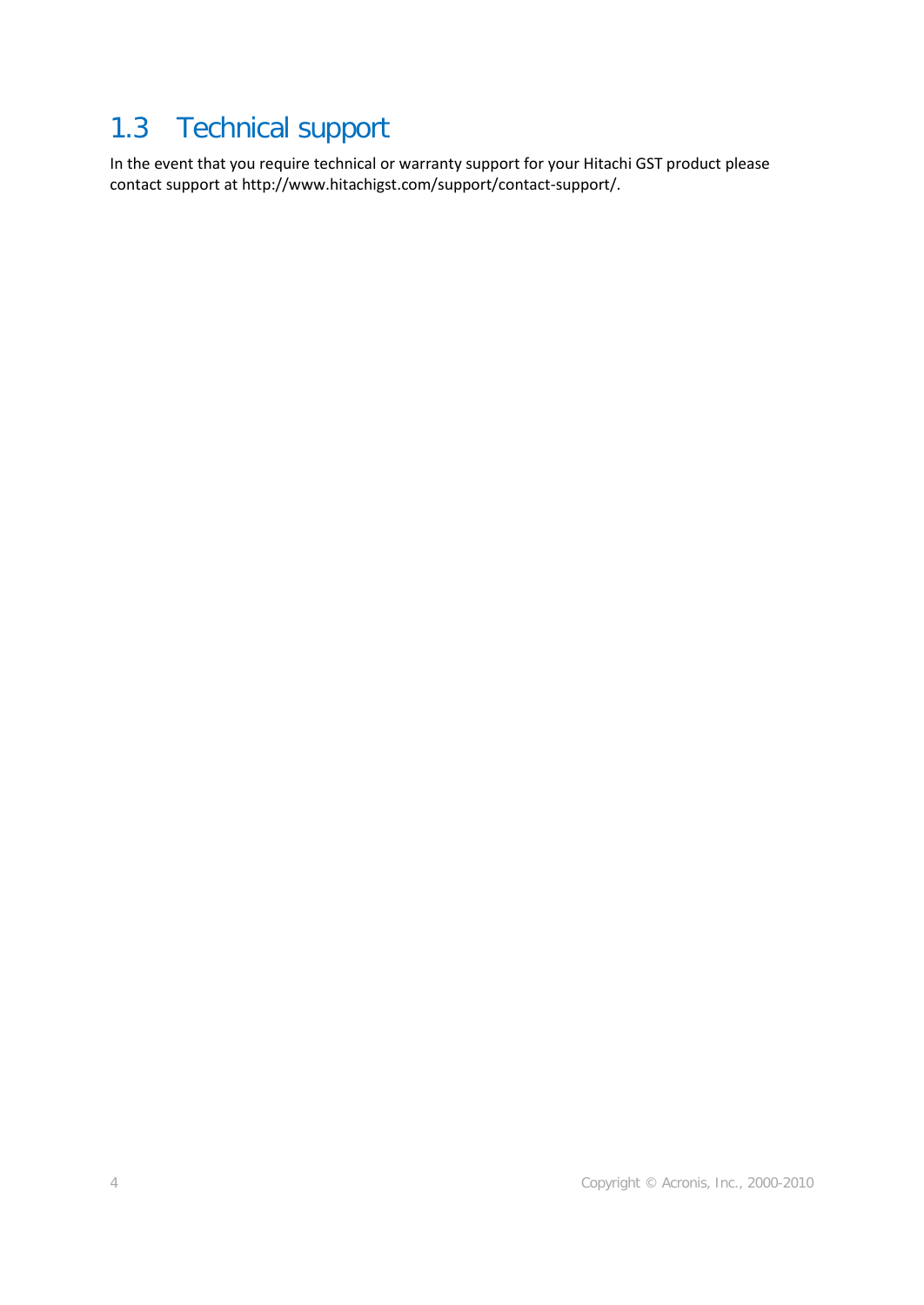## 1.3 Technical support

In the event that you require technical or warranty support for your Hitachi GST product please contact support at http://www.hitachigst.com/support/contact-support/.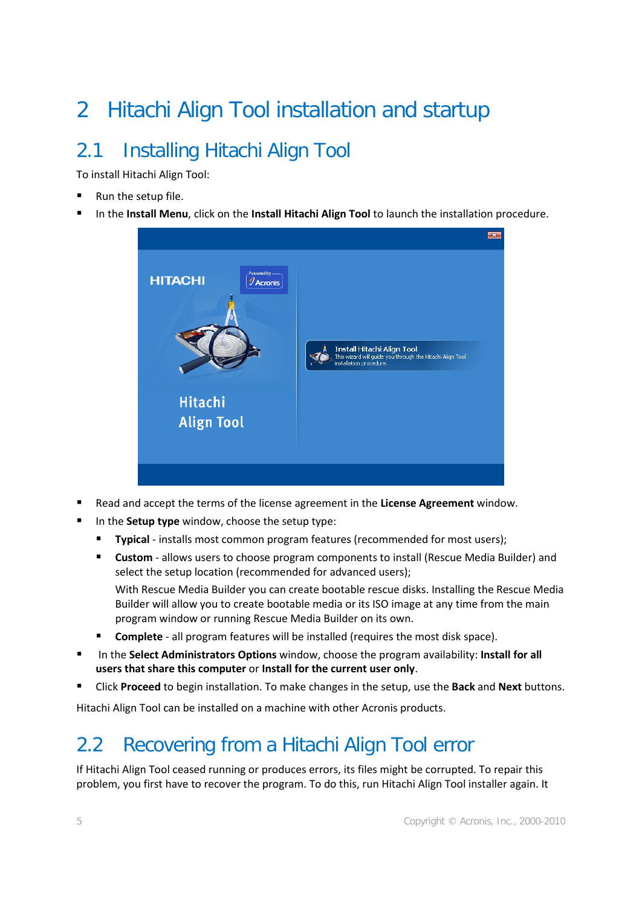# 2 Hitachi Align Tool installation and startup

## 2.1 Installing Hitachi Align Tool

To install Hitachi Align Tool:

- Run the setup file.
- In the **Install Menu**, click on the **Install Hitachi Align Tool** to launch the installation procedure.
- Read and accept the terms of the license agreement in the **License Agreement** window.
- In the **Setup type** window, choose the setup type:
  - **Typical** - installs most common program features (recommended for most users);
  - **Custom** - allows users to choose program components to install (Rescue Media Builder) and select the setup location (recommended for advanced users);

    With Rescue Media Builder you can create bootable rescue disks. Installing the Rescue Media Builder will allow you to create bootable media or its ISO image at any time from the main program window or running Rescue Media Builder on its own.
  - **Complete** - all program features will be installed (requires the most disk space).
- In the **Select Administrators Options** window, choose the program availability: **Install for all users that share this computer** or **Install for the current user only**.
- Click **Proceed** to begin installation. To make changes in the setup, use the **Back** and **Next** buttons.

Hitachi Align Tool can be installed on a machine with other Acronis products.

## 2.2 Recovering from a Hitachi Align Tool error

If Hitachi Align Tool ceased running or produces errors, its files might be corrupted. To repair this problem, you first have to recover the program. To do this, run Hitachi Align Tool installer again. It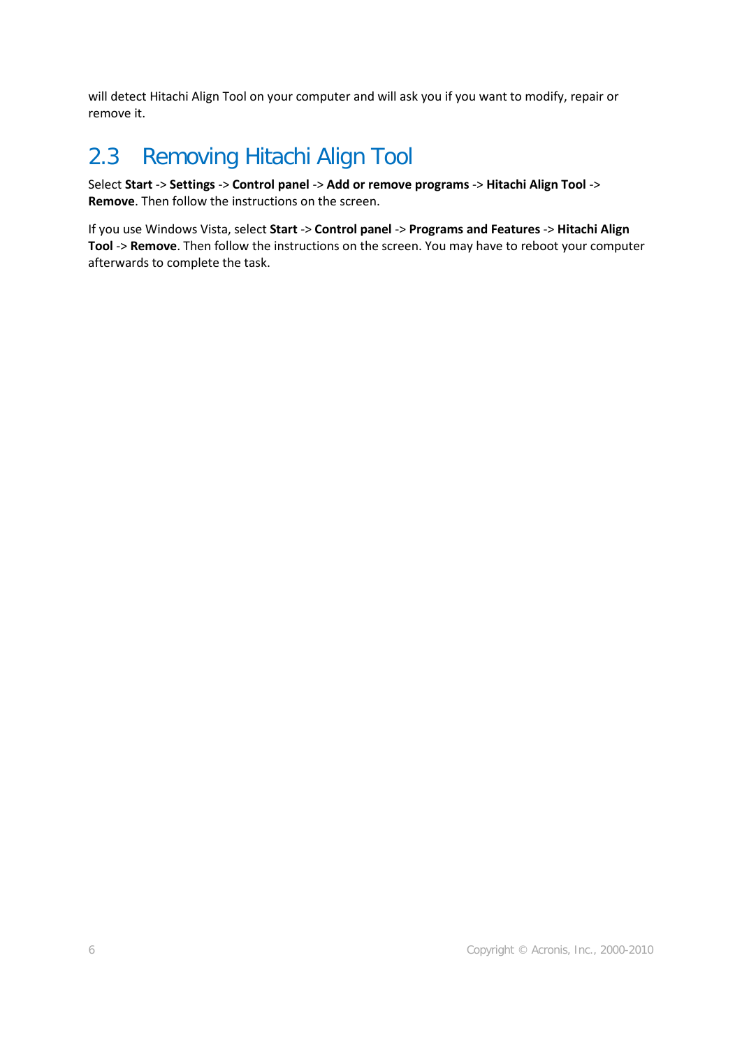will detect Hitachi Align Tool on your computer and will ask you if you want to modify, repair or remove it.

## 2.3 Removing Hitachi Align Tool

Select **Start** -> **Settings** -> **Control panel** -> **Add or remove programs** -> **Hitachi Align Tool** -> **Remove**. Then follow the instructions on the screen.

If you use Windows Vista, select **Start** -> **Control panel** -> **Programs and Features** -> **Hitachi Align Tool** -> **Remove**. Then follow the instructions on the screen. You may have to reboot your computer afterwards to complete the task.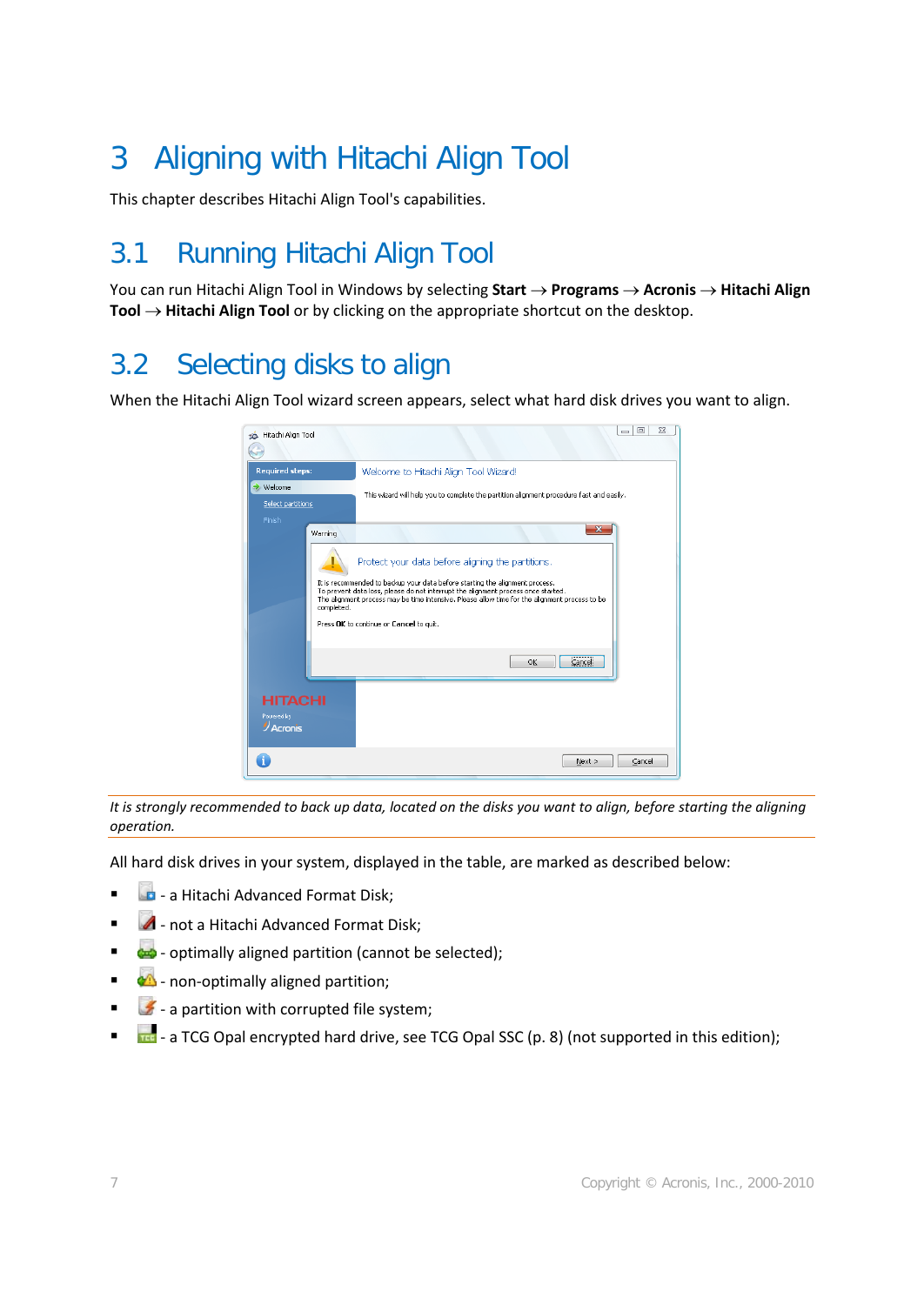# 3 Aligning with Hitachi Align Tool

This chapter describes Hitachi Align Tool's capabilities.

## 3.1 Running Hitachi Align Tool

You can run Hitachi Align Tool in Windows by selecting **Start** → **Programs** → **Acronis** → **Hitachi Align Tool** → **Hitachi Align Tool** or by clicking on the appropriate shortcut on the desktop.

## 3.2 Selecting disks to align

When the Hitachi Align Tool wizard screen appears, select what hard disk drives you want to align.

*It is strongly recommended to back up data, located on the disks you want to align, before starting the aligning operation.*

All hard disk drives in your system, displayed in the table, are marked as described below:

- \- a Hitachi Advanced Format Disk;
- \- not a Hitachi Advanced Format Disk;
- \- optimally aligned partition (cannot be selected);
- \- non-optimally aligned partition;
- \- a partition with corrupted file system;
- \- a TCG Opal encrypted hard drive, see TCG Opal SSC (p. 8) (not supported in this edition);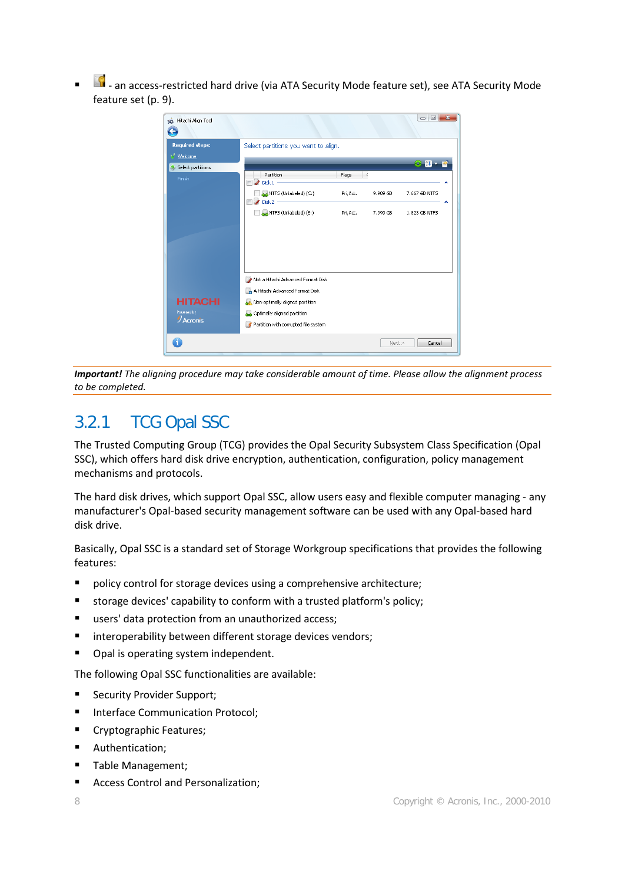- - an access-restricted hard drive (via ATA Security Mode feature set), see ATA Security Mode feature set (p. 9).

***Important!*** *The aligning procedure may take considerable amount of time. Please allow the alignment process to be completed.*

## 3.2.1 TCG Opal SSC

The Trusted Computing Group (TCG) provides the Opal Security Subsystem Class Specification (Opal SSC), which offers hard disk drive encryption, authentication, configuration, policy management mechanisms and protocols.

The hard disk drives, which support Opal SSC, allow users easy and flexible computer managing - any manufacturer's Opal-based security management software can be used with any Opal-based hard disk drive.

Basically, Opal SSC is a standard set of Storage Workgroup specifications that provides the following features:

- policy control for storage devices using a comprehensive architecture;
- storage devices' capability to conform with a trusted platform's policy;
- users' data protection from an unauthorized access;
- interoperability between different storage devices vendors;
- Opal is operating system independent.

The following Opal SSC functionalities are available:

- Security Provider Support;
- Interface Communication Protocol;
- Cryptographic Features;
- Authentication;
- Table Management;
- Access Control and Personalization;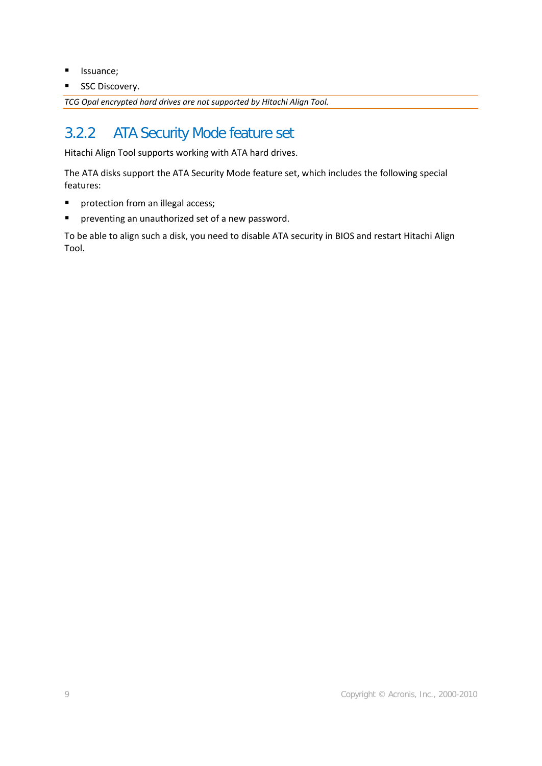- Issuance;
- SSC Discovery.

*TCG Opal encrypted hard drives are not supported by Hitachi Align Tool.*

### 3.2.2 ATA Security Mode feature set

Hitachi Align Tool supports working with ATA hard drives.

The ATA disks support the ATA Security Mode feature set, which includes the following special features:

- protection from an illegal access;
- preventing an unauthorized set of a new password.

To be able to align such a disk, you need to disable ATA security in BIOS and restart Hitachi Align Tool.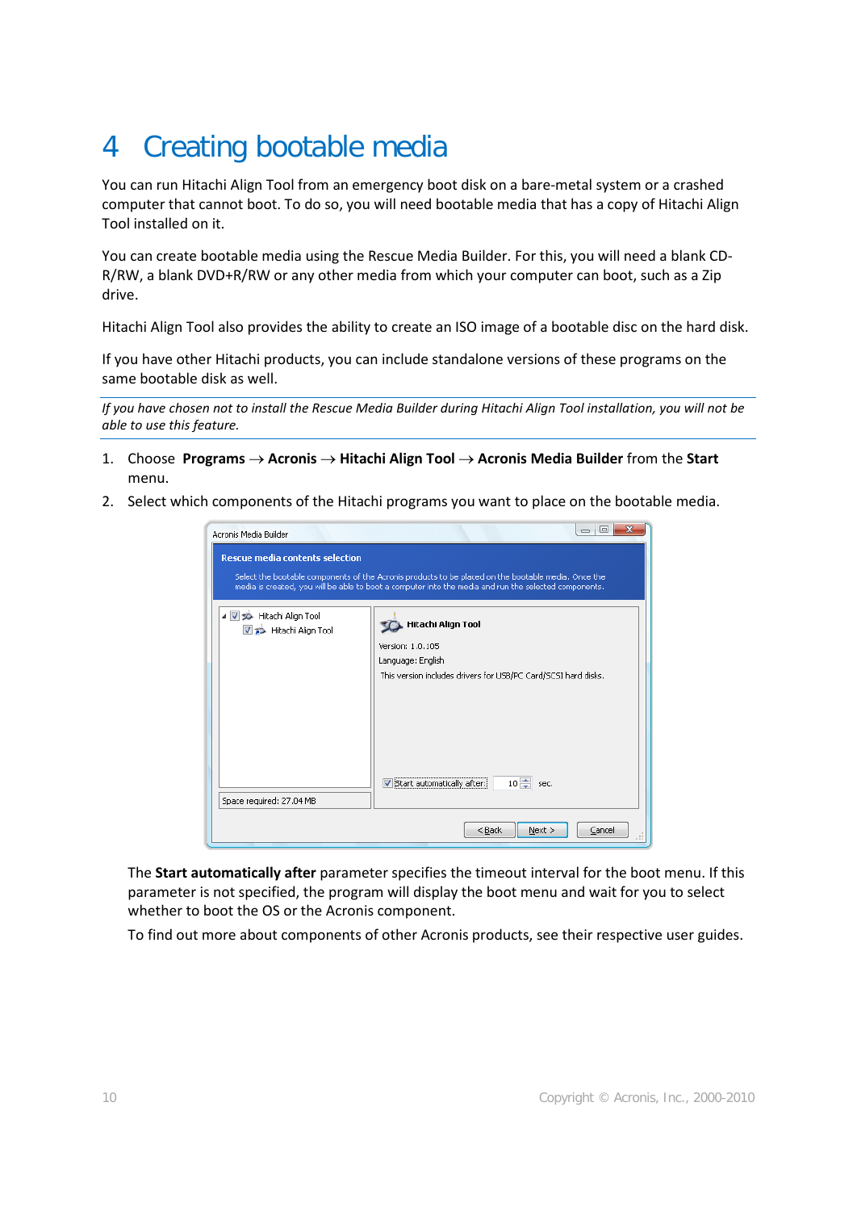# 4 Creating bootable media

You can run Hitachi Align Tool from an emergency boot disk on a bare-metal system or a crashed computer that cannot boot. To do so, you will need bootable media that has a copy of Hitachi Align Tool installed on it.

You can create bootable media using the Rescue Media Builder. For this, you will need a blank CD-R/RW, a blank DVD+R/RW or any other media from which your computer can boot, such as a Zip drive.

Hitachi Align Tool also provides the ability to create an ISO image of a bootable disc on the hard disk.

If you have other Hitachi products, you can include standalone versions of these programs on the same bootable disk as well.

*If you have chosen not to install the Rescue Media Builder during Hitachi Align Tool installation, you will not be able to use this feature.*

1. Choose **Programs** → **Acronis** → **Hitachi Align Tool** → **Acronis Media Builder** from the **Start** menu.
2. Select which components of the Hitachi programs you want to place on the bootable media.

   The **Start automatically after** parameter specifies the timeout interval for the boot menu. If this parameter is not specified, the program will display the boot menu and wait for you to select whether to boot the OS or the Acronis component.

   To find out more about components of other Acronis products, see their respective user guides.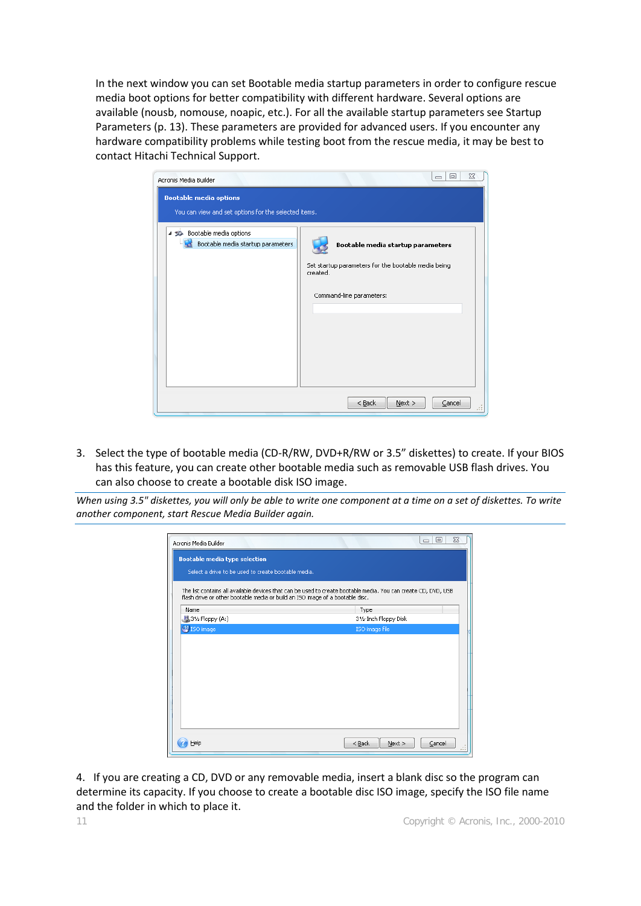In the next window you can set Bootable media startup parameters in order to configure rescue media boot options for better compatibility with different hardware. Several options are available (nousb, nomouse, noapic, etc.). For all the available startup parameters see Startup Parameters (p. 13). These parameters are provided for advanced users. If you encounter any hardware compatibility problems while testing boot from the rescue media, it may be best to contact Hitachi Technical Support.

3. Select the type of bootable media (CD-R/RW, DVD+R/RW or 3.5" diskettes) to create. If your BIOS has this feature, you can create other bootable media such as removable USB flash drives. You can also choose to create a bootable disk ISO image.

*When using 3.5" diskettes, you will only be able to write one component at a time on a set of diskettes. To write another component, start Rescue Media Builder again.*

4. If you are creating a CD, DVD or any removable media, insert a blank disc so the program can determine its capacity. If you choose to create a bootable disc ISO image, specify the ISO file name and the folder in which to place it.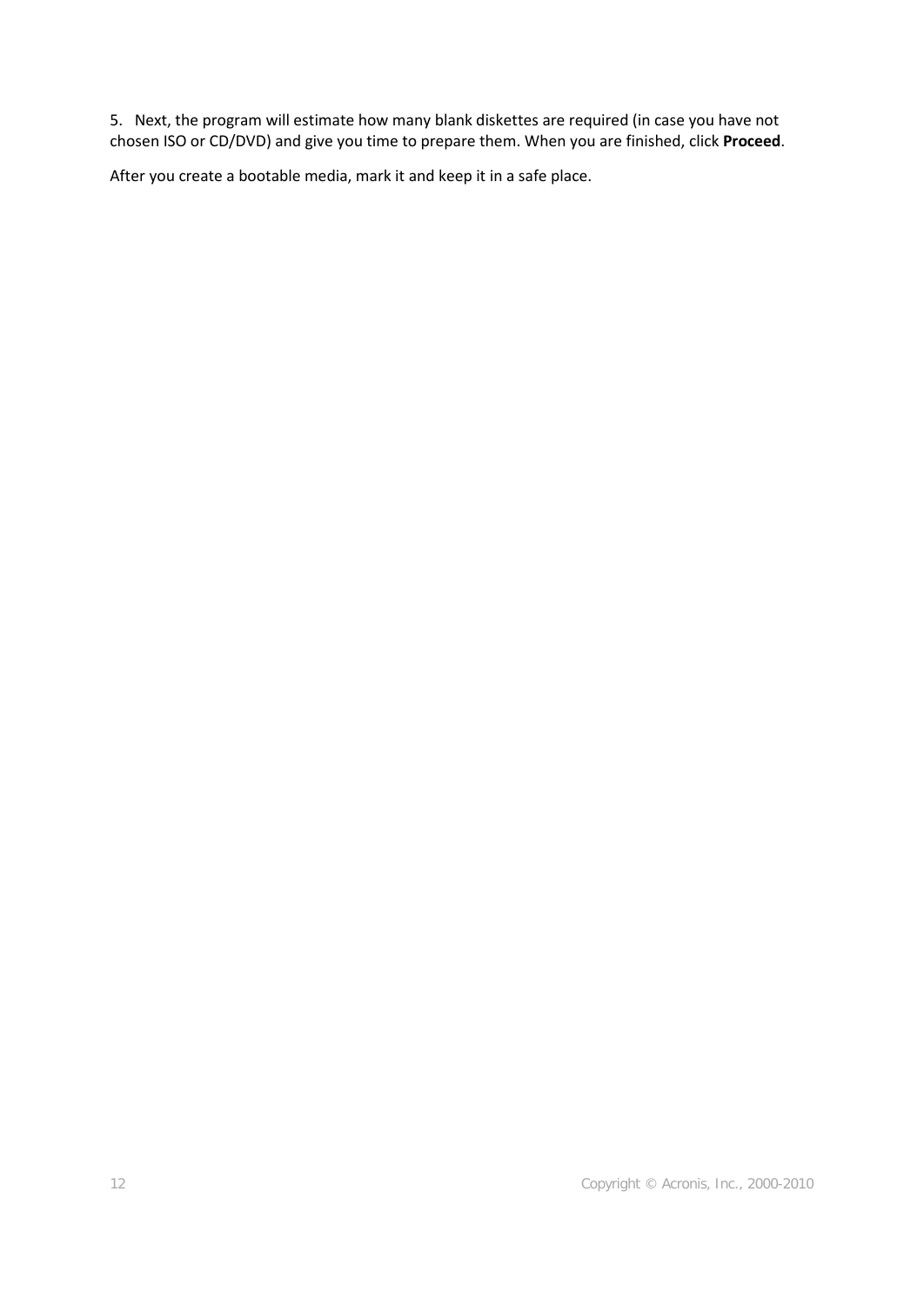5. Next, the program will estimate how many blank diskettes are required (in case you have not chosen ISO or CD/DVD) and give you time to prepare them. When you are finished, click **Proceed**.

After you create a bootable media, mark it and keep it in a safe place.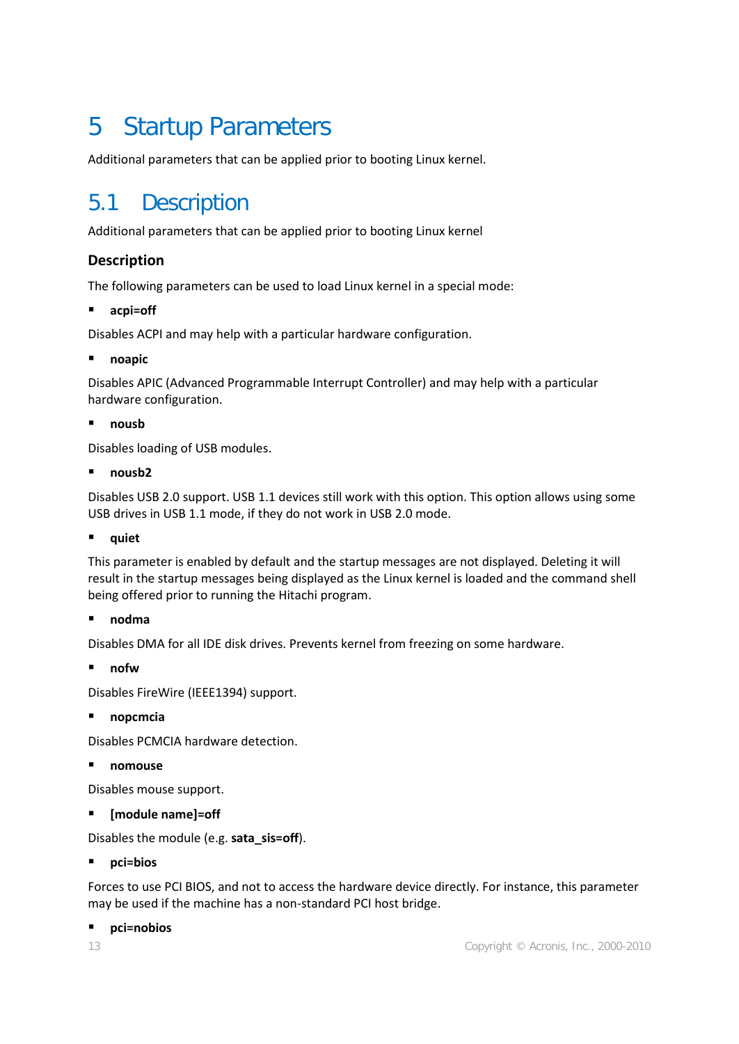# 5 Startup Parameters

Additional parameters that can be applied prior to booting Linux kernel.

## 5.1 Description

Additional parameters that can be applied prior to booting Linux kernel

### Description

The following parameters can be used to load Linux kernel in a special mode:

- **acpi=off**

Disables ACPI and may help with a particular hardware configuration.

- **noapic**

Disables APIC (Advanced Programmable Interrupt Controller) and may help with a particular hardware configuration.

- **nousb**

Disables loading of USB modules.

- **nousb2**

Disables USB 2.0 support. USB 1.1 devices still work with this option. This option allows using some USB drives in USB 1.1 mode, if they do not work in USB 2.0 mode.

- **quiet**

This parameter is enabled by default and the startup messages are not displayed. Deleting it will result in the startup messages being displayed as the Linux kernel is loaded and the command shell being offered prior to running the Hitachi program.

- **nodma**

Disables DMA for all IDE disk drives. Prevents kernel from freezing on some hardware.

- **nofw**

Disables FireWire (IEEE1394) support.

- **nopcmcia**

Disables PCMCIA hardware detection.

- **nomouse**

Disables mouse support.

- **[module name]=off**

Disables the module (e.g. **sata_sis=off**).

- **pci=bios**

Forces to use PCI BIOS, and not to access the hardware device directly. For instance, this parameter may be used if the machine has a non-standard PCI host bridge.

- **pci=nobios**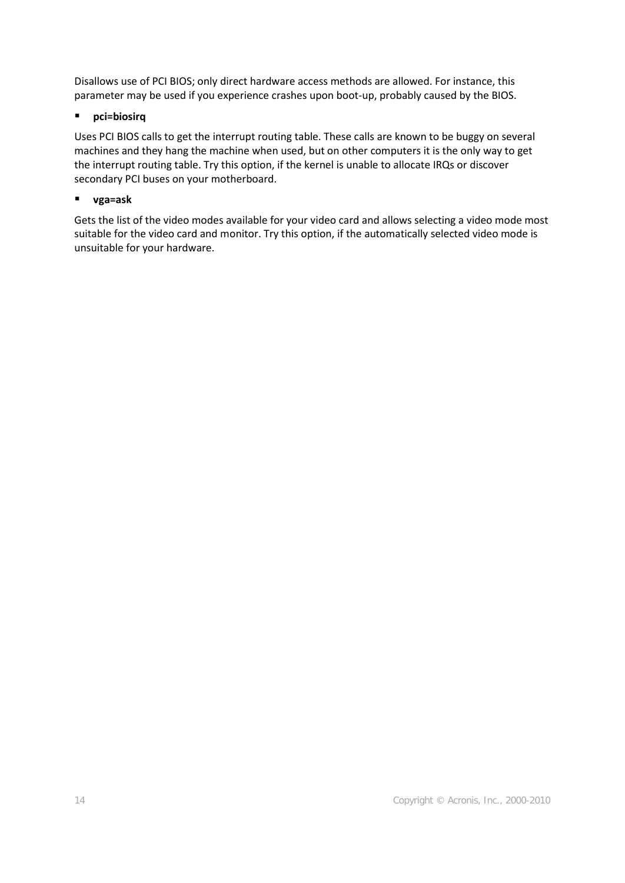Disallows use of PCI BIOS; only direct hardware access methods are allowed. For instance, this parameter may be used if you experience crashes upon boot-up, probably caused by the BIOS.

- **pci=biosirq**

  Uses PCI BIOS calls to get the interrupt routing table. These calls are known to be buggy on several machines and they hang the machine when used, but on other computers it is the only way to get the interrupt routing table. Try this option, if the kernel is unable to allocate IRQs or discover secondary PCI buses on your motherboard.

- **vga=ask**

  Gets the list of the video modes available for your video card and allows selecting a video mode most suitable for the video card and monitor. Try this option, if the automatically selected video mode is unsuitable for your hardware.